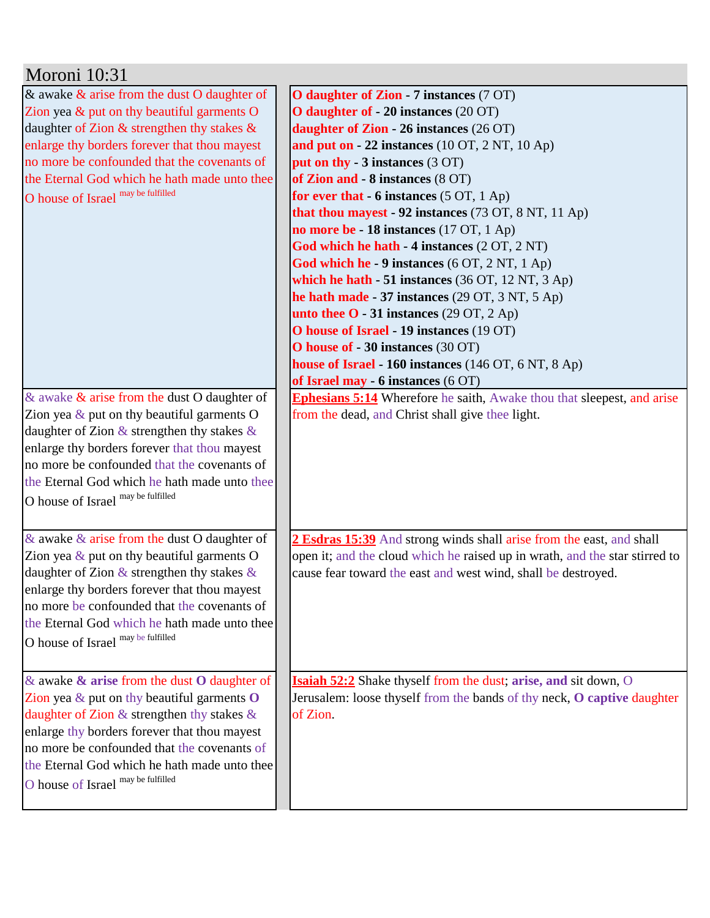# Moroni 10:31

| | |
|---|---|
| & awake & arise from the dust O daughter of Zion yea & put on thy beautiful garments O daughter of Zion & strengthen thy stakes & enlarge thy borders forever that thou mayest no more be confounded that the covenants of the Eternal God which he hath made unto thee O house of Israel [may be fulfilled] | **O daughter of Zion - 7 instances** (7 OT)<br>**O daughter of - 20 instances** (20 OT)<br>**daughter of Zion - 26 instances** (26 OT)<br>**and put on - 22 instances** (10 OT, 2 NT, 10 Ap)<br>**put on thy - 3 instances** (3 OT)<br>**of Zion and - 8 instances** (8 OT)<br>**for ever that - 6 instances** (5 OT, 1 Ap)<br>**that thou mayest - 92 instances** (73 OT, 8 NT, 11 Ap)<br>**no more be - 18 instances** (17 OT, 1 Ap)<br>**God which he hath - 4 instances** (2 OT, 2 NT)<br>**God which he - 9 instances** (6 OT, 2 NT, 1 Ap)<br>**which he hath - 51 instances** (36 OT, 12 NT, 3 Ap)<br>**he hath made - 37 instances** (29 OT, 3 NT, 5 Ap)<br>**unto thee O - 31 instances** (29 OT, 2 Ap)<br>**O house of Israel - 19 instances** (19 OT)<br>**O house of - 30 instances** (30 OT)<br>**house of Israel - 160 instances** (146 OT, 6 NT, 8 Ap)<br>**of Israel may - 6 instances** (6 OT) |
| & awake & arise from the dust O daughter of Zion yea & put on thy beautiful garments O daughter of Zion & strengthen thy stakes & enlarge thy borders forever that thou mayest no more be confounded that the covenants of the Eternal God which he hath made unto thee O house of Israel [may be fulfilled] | **Ephesians 5:14** Wherefore he saith, Awake thou that sleepest, and arise from the dead, and Christ shall give thee light. |
| & awake & arise from the dust O daughter of Zion yea & put on thy beautiful garments O daughter of Zion & strengthen thy stakes & enlarge thy borders forever that thou mayest no more be confounded that the covenants of the Eternal God which he hath made unto thee O house of Israel [may be fulfilled] | **2 Esdras 15:39** And strong winds shall arise from the east, and shall open it; and the cloud which he raised up in wrath, and the star stirred to cause fear toward the east and west wind, shall be destroyed. |
| & awake & arise from the dust O daughter of Zion yea & put on thy beautiful garments O daughter of Zion & strengthen thy stakes & enlarge thy borders forever that thou mayest no more be confounded that the covenants of the Eternal God which he hath made unto thee O house of Israel [may be fulfilled] | **Isaiah 52:2** Shake thyself from the dust; **arise, and** sit down, O Jerusalem: loose thyself from the bands of thy neck, **O captive** daughter of Zion. |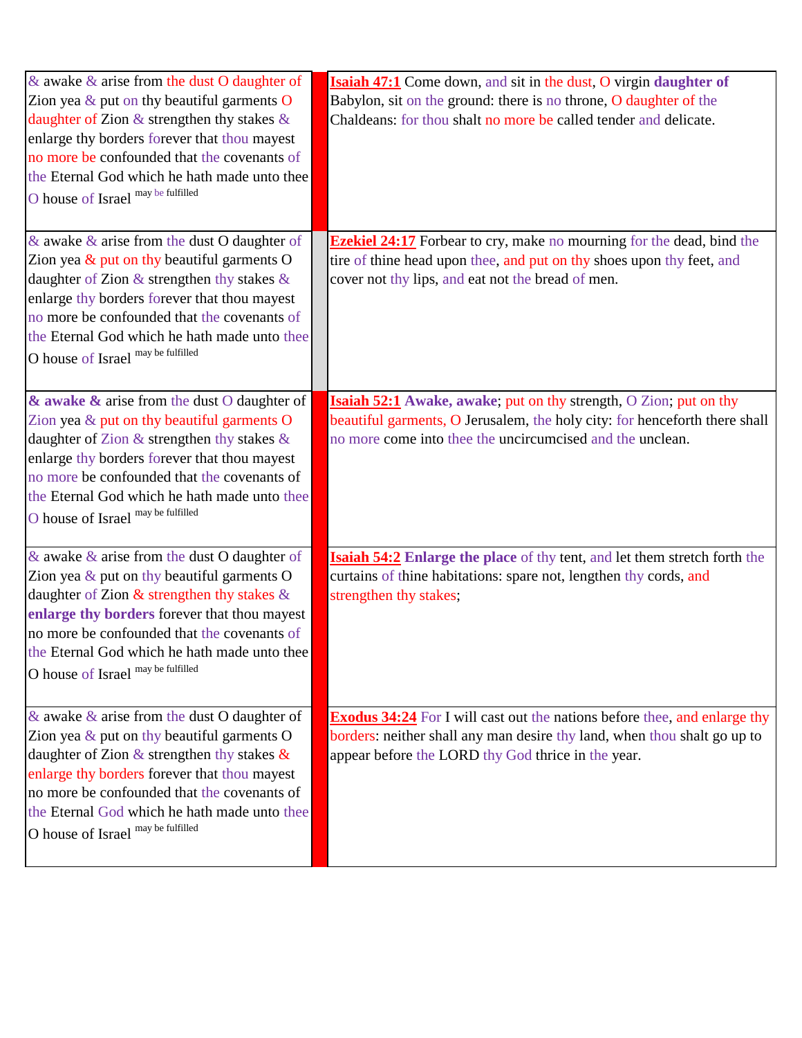| & awake & arise from the dust O daughter of Zion yea & put on thy beautiful garments O daughter of Zion & strengthen thy stakes & enlarge thy borders forever that thou mayest no more be confounded that the covenants of the Eternal God which he hath made unto thee O house of Israel may be fulfilled | | **Isaiah 47:1** Come down, and sit in the dust, O virgin **daughter of** Babylon, sit on the ground: there is no throne, O daughter of the Chaldeans: for thou shalt no more be called tender and delicate. |
|---|---|---|
| & awake & arise from the dust O daughter of Zion yea & put on thy beautiful garments O daughter of Zion & strengthen thy stakes & enlarge thy borders forever that thou mayest no more be confounded that the covenants of the Eternal God which he hath made unto thee O house of Israel may be fulfilled | | **Ezekiel 24:17** Forbear to cry, make no mourning for the dead, bind the tire of thine head upon thee, and put on thy shoes upon thy feet, and cover not thy lips, and eat not the bread of men. |
| **& awake &** arise from the dust O daughter of Zion yea & put on thy beautiful garments O daughter of Zion & strengthen thy stakes & enlarge thy borders forever that thou mayest no more be confounded that the covenants of the Eternal God which he hath made unto thee O house of Israel may be fulfilled | | **Isaiah 52:1** **Awake, awake**; put on thy strength, O Zion; put on thy beautiful garments, O Jerusalem, the holy city: for henceforth there shall no more come into thee the uncircumcised and the unclean. |
| & awake & arise from the dust O daughter of Zion yea & put on thy beautiful garments O daughter of Zion & strengthen thy stakes & **enlarge thy borders** forever that thou mayest no more be confounded that the covenants of the Eternal God which he hath made unto thee O house of Israel may be fulfilled | | **Isaiah 54:2** **Enlarge the place** of thy tent, and let them stretch forth the curtains of thine habitations: spare not, lengthen thy cords, and strengthen thy stakes; |
| & awake & arise from the dust O daughter of Zion yea & put on thy beautiful garments O daughter of Zion & strengthen thy stakes & enlarge thy borders forever that thou mayest no more be confounded that the covenants of the Eternal God which he hath made unto thee O house of Israel may be fulfilled | | **Exodus 34:24** For I will cast out the nations before thee, and enlarge thy borders: neither shall any man desire thy land, when thou shalt go up to appear before the LORD thy God thrice in the year. |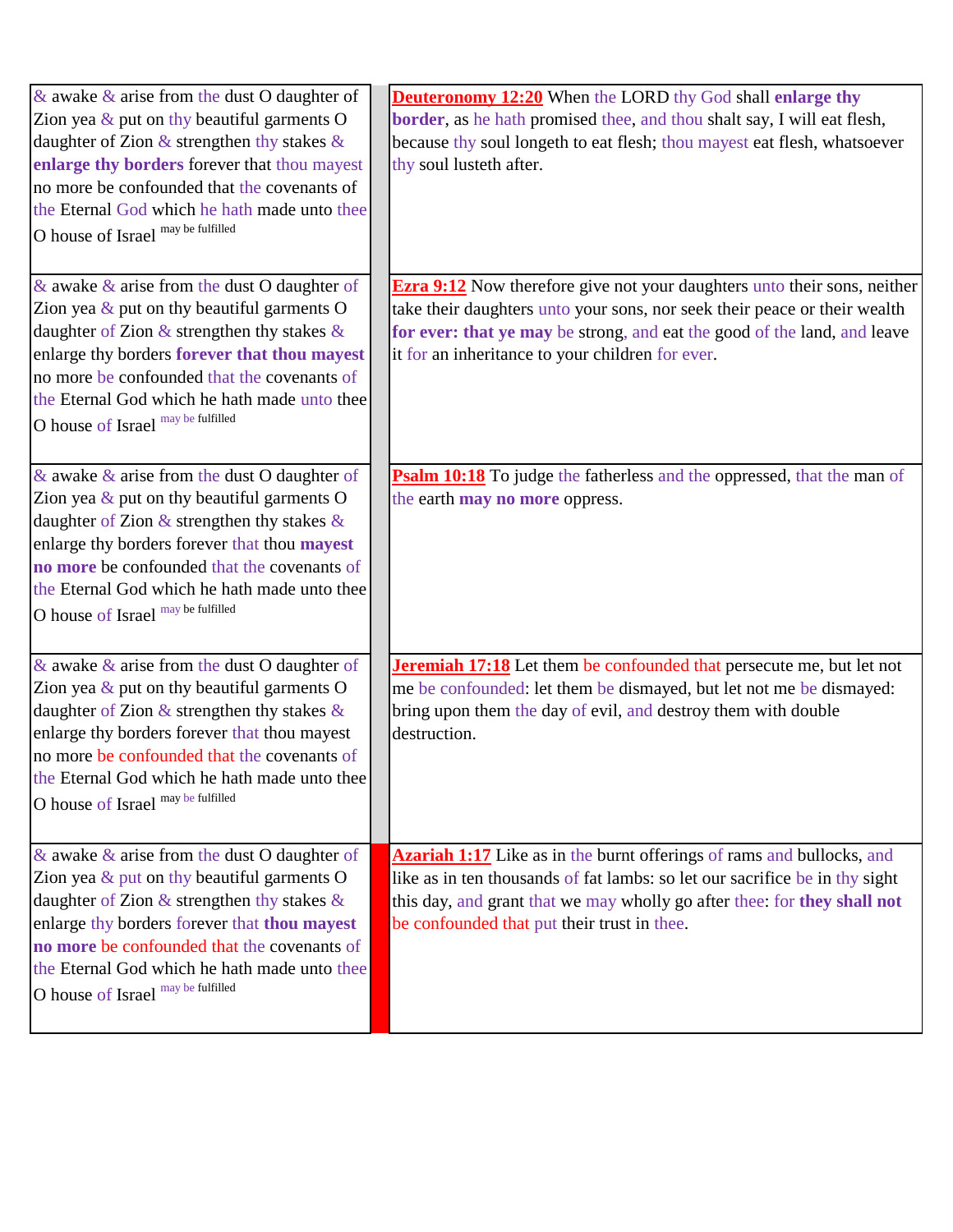| | | |
|---|---|---|
| & awake & arise from the dust O daughter of Zion yea & put on thy beautiful garments O daughter of Zion & strengthen thy stakes & **enlarge thy borders** forever that thou mayest no more be confounded that the covenants of the Eternal God which he hath made unto thee O house of Israel may be fulfilled | | **Deuteronomy 12:20** When the LORD thy God shall **enlarge thy border**, as he hath promised thee, and thou shalt say, I will eat flesh, because thy soul longeth to eat flesh; thou mayest eat flesh, whatsoever thy soul lusteth after. |
| & awake & arise from the dust O daughter of Zion yea & put on thy beautiful garments O daughter of Zion & strengthen thy stakes & enlarge thy borders **forever that thou mayest** no more be confounded that the covenants of the Eternal God which he hath made unto thee O house of Israel may be fulfilled | | **Ezra 9:12** Now therefore give not your daughters unto their sons, neither take their daughters unto your sons, nor seek their peace or their wealth **for ever: that ye may** be strong, and eat the good of the land, and leave it for an inheritance to your children for ever. |
| & awake & arise from the dust O daughter of Zion yea & put on thy beautiful garments O daughter of Zion & strengthen thy stakes & enlarge thy borders forever that thou **mayest no more** be confounded that the covenants of the Eternal God which he hath made unto thee O house of Israel may be fulfilled | | **Psalm 10:18** To judge the fatherless and the oppressed, that the man of the earth **may no more** oppress. |
| & awake & arise from the dust O daughter of Zion yea & put on thy beautiful garments O daughter of Zion & strengthen thy stakes & enlarge thy borders forever that thou mayest no more be confounded that the covenants of the Eternal God which he hath made unto thee O house of Israel may be fulfilled | | **Jeremiah 17:18** Let them be confounded that persecute me, but let not me be confounded: let them be dismayed, but let not me be dismayed: bring upon them the day of evil, and destroy them with double destruction. |
| & awake & arise from the dust O daughter of Zion yea & put on thy beautiful garments O daughter of Zion & strengthen thy stakes & enlarge thy borders forever that **thou mayest no more** be confounded that the covenants of the Eternal God which he hath made unto thee O house of Israel may be fulfilled | | **Azariah 1:17** Like as in the burnt offerings of rams and bullocks, and like as in ten thousands of fat lambs: so let our sacrifice be in thy sight this day, and grant that we may wholly go after thee: for **they shall not** be confounded that put their trust in thee. |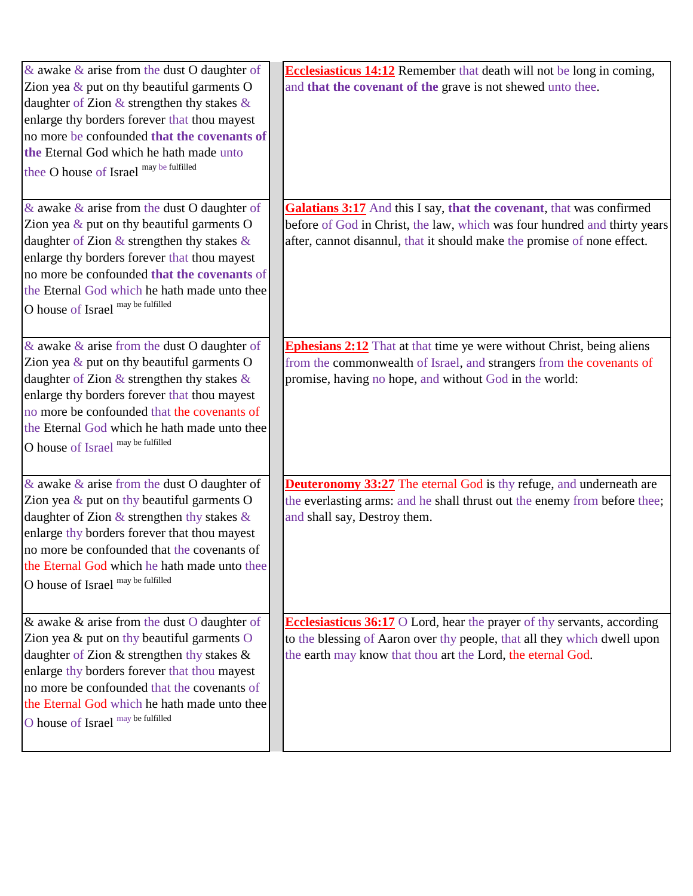| | |
|---|---|
| & awake & arise from the dust O daughter of Zion yea & put on thy beautiful garments O daughter of Zion & strengthen thy stakes & enlarge thy borders forever that thou mayest no more be confounded **that the covenants of the** Eternal God which he hath made unto thee O house of Israel may be fulfilled | **Ecclesiasticus 14:12** Remember that death will not be long in coming, and **that the covenant of the** grave is not shewed unto thee. |
| & awake & arise from the dust O daughter of Zion yea & put on thy beautiful garments O daughter of Zion & strengthen thy stakes & enlarge thy borders forever that thou mayest no more be confounded **that the covenants** of the Eternal God which he hath made unto thee O house of Israel may be fulfilled | **Galatians 3:17** And this I say, **that the covenant**, that was confirmed before of God in Christ, the law, which was four hundred and thirty years after, cannot disannul, that it should make the promise of none effect. |
| & awake & arise from the dust O daughter of Zion yea & put on thy beautiful garments O daughter of Zion & strengthen thy stakes & enlarge thy borders forever that thou mayest no more be confounded that the covenants of the Eternal God which he hath made unto thee O house of Israel may be fulfilled | **Ephesians 2:12** That at that time ye were without Christ, being aliens from the commonwealth of Israel, and strangers from the covenants of promise, having no hope, and without God in the world: |
| & awake & arise from the dust O daughter of Zion yea & put on thy beautiful garments O daughter of Zion & strengthen thy stakes & enlarge thy borders forever that thou mayest no more be confounded that the covenants of the Eternal God which he hath made unto thee O house of Israel may be fulfilled | **Deuteronomy 33:27** The eternal God is thy refuge, and underneath are the everlasting arms: and he shall thrust out the enemy from before thee; and shall say, Destroy them. |
| & awake & arise from the dust O daughter of Zion yea & put on thy beautiful garments O daughter of Zion & strengthen thy stakes & enlarge thy borders forever that thou mayest no more be confounded that the covenants of the Eternal God which he hath made unto thee O house of Israel may be fulfilled | **Ecclesiasticus 36:17** O Lord, hear the prayer of thy servants, according to the blessing of Aaron over thy people, that all they which dwell upon the earth may know that thou art the Lord, the eternal God. |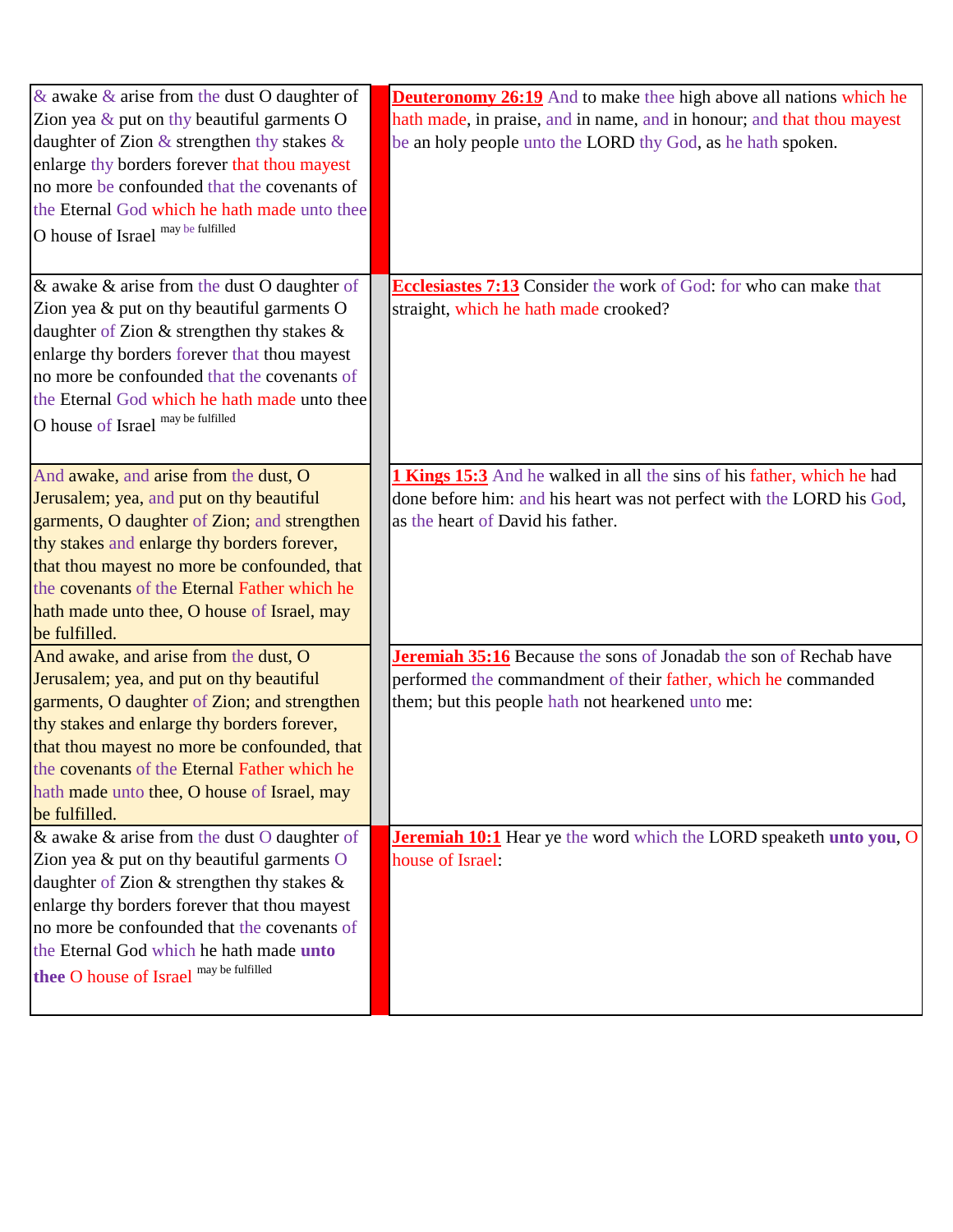| | | |
|---|---|---|
| & awake & arise from the dust O daughter of Zion yea & put on thy beautiful garments O daughter of Zion & strengthen thy stakes & enlarge thy borders forever that thou mayest no more be confounded that the covenants of the Eternal God which he hath made unto thee O house of Israel may be fulfilled | | **Deuteronomy 26:19** And to make thee high above all nations which he hath made, in praise, and in name, and in honour; and that thou mayest be an holy people unto the LORD thy God, as he hath spoken. |
| & awake & arise from the dust O daughter of Zion yea & put on thy beautiful garments O daughter of Zion & strengthen thy stakes & enlarge thy borders forever that thou mayest no more be confounded that the covenants of the Eternal God which he hath made unto thee O house of Israel may be fulfilled | | **Ecclesiastes 7:13** Consider the work of God: for who can make that straight, which he hath made crooked? |
| And awake, and arise from the dust, O Jerusalem; yea, and put on thy beautiful garments, O daughter of Zion; and strengthen thy stakes and enlarge thy borders forever, that thou mayest no more be confounded, that the covenants of the Eternal Father which he hath made unto thee, O house of Israel, may be fulfilled. | | **1 Kings 15:3** And he walked in all the sins of his father, which he had done before him: and his heart was not perfect with the LORD his God, as the heart of David his father. |
| And awake, and arise from the dust, O Jerusalem; yea, and put on thy beautiful garments, O daughter of Zion; and strengthen thy stakes and enlarge thy borders forever, that thou mayest no more be confounded, that the covenants of the Eternal Father which he hath made unto thee, O house of Israel, may be fulfilled. | | **Jeremiah 35:16** Because the sons of Jonadab the son of Rechab have performed the commandment of their father, which he commanded them; but this people hath not hearkened unto me: |
| & awake & arise from the dust O daughter of Zion yea & put on thy beautiful garments O daughter of Zion & strengthen thy stakes & enlarge thy borders forever that thou mayest no more be confounded that the covenants of the Eternal God which he hath made **unto thee** O house of Israel may be fulfilled | | **Jeremiah 10:1** Hear ye the word which the LORD speaketh **unto you**, O house of Israel: |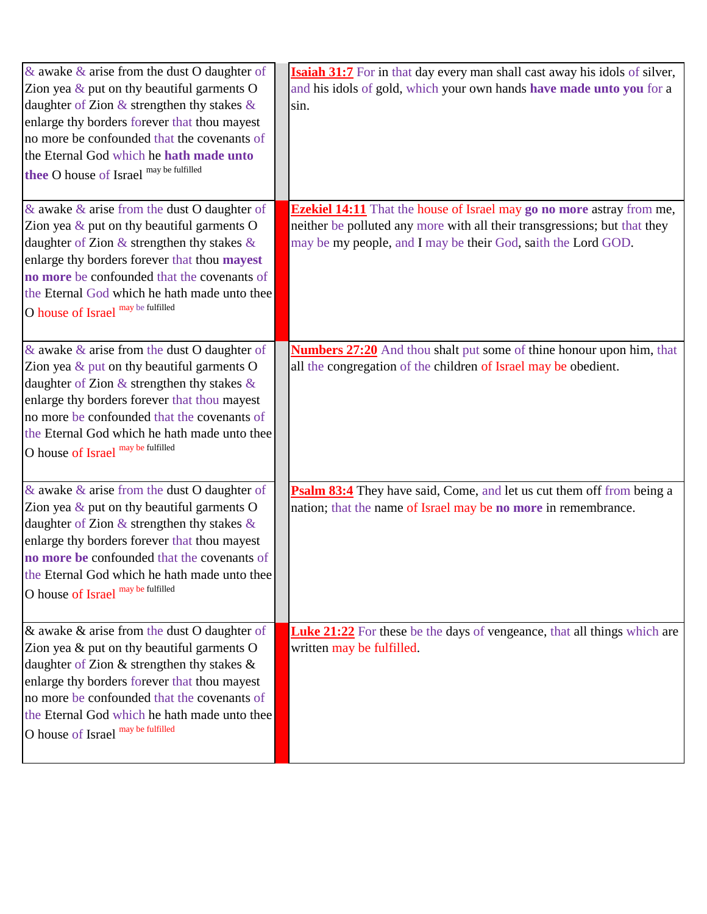| | | |
|---|---|---|
| & awake & arise from the dust O daughter of Zion yea & put on thy beautiful garments O daughter of Zion & strengthen thy stakes & enlarge thy borders forever that thou mayest no more be confounded that the covenants of the Eternal God which he **hath made unto thee** O house of Israel may be fulfilled | | **Isaiah 31:7** For in that day every man shall cast away his idols of silver, and his idols of gold, which your own hands **have made unto you** for a sin. |
| & awake & arise from the dust O daughter of Zion yea & put on thy beautiful garments O daughter of Zion & strengthen thy stakes & enlarge thy borders forever that thou **mayest no more** be confounded that the covenants of the Eternal God which he hath made unto thee O house of Israel may be fulfilled | | **Ezekiel 14:11** That the house of Israel may **go no more** astray from me, neither be polluted any more with all their transgressions; but that they may be my people, and I may be their God, saith the Lord GOD. |
| & awake & arise from the dust O daughter of Zion yea & put on thy beautiful garments O daughter of Zion & strengthen thy stakes & enlarge thy borders forever that thou mayest no more be confounded that the covenants of the Eternal God which he hath made unto thee O house of Israel may be fulfilled | | **Numbers 27:20** And thou shalt put some of thine honour upon him, that all the congregation of the children of Israel may be obedient. |
| & awake & arise from the dust O daughter of Zion yea & put on thy beautiful garments O daughter of Zion & strengthen thy stakes & enlarge thy borders forever that thou mayest **no more be** confounded that the covenants of the Eternal God which he hath made unto thee O house of Israel may be fulfilled | | **Psalm 83:4** They have said, Come, and let us cut them off from being a nation; that the name of Israel may be **no more** in remembrance. |
| & awake & arise from the dust O daughter of Zion yea & put on thy beautiful garments O daughter of Zion & strengthen thy stakes & enlarge thy borders forever that thou mayest no more be confounded that the covenants of the Eternal God which he hath made unto thee O house of Israel may be fulfilled | | **Luke 21:22** For these be the days of vengeance, that all things which are written may be fulfilled. |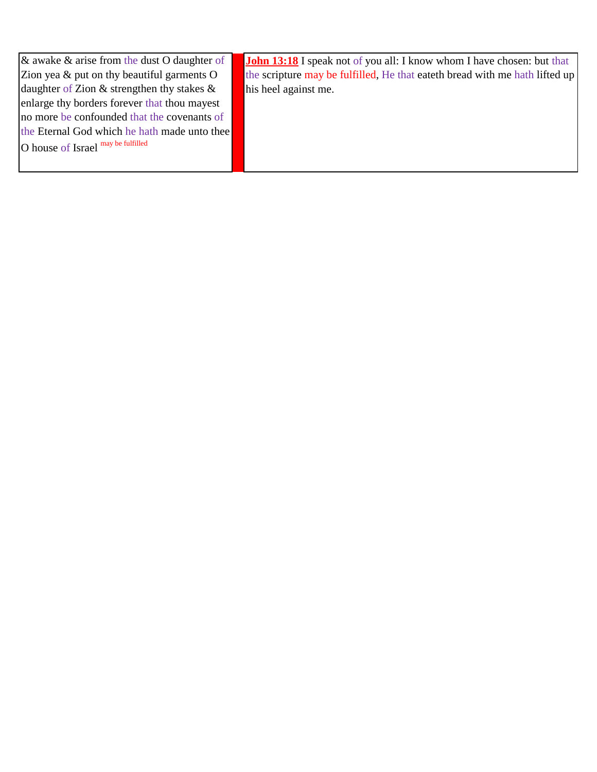| | | |
|---|---|---|
| & awake & arise from the dust O daughter of Zion yea & put on thy beautiful garments O daughter of Zion & strengthen thy stakes & enlarge thy borders forever that thou mayest no more be confounded that the covenants of the Eternal God which he hath made unto thee O house of Israel may be fulfilled | | **John 13:18** I speak not of you all: I know whom I have chosen: but that the scripture may be fulfilled, He that eateth bread with me hath lifted up his heel against me. |